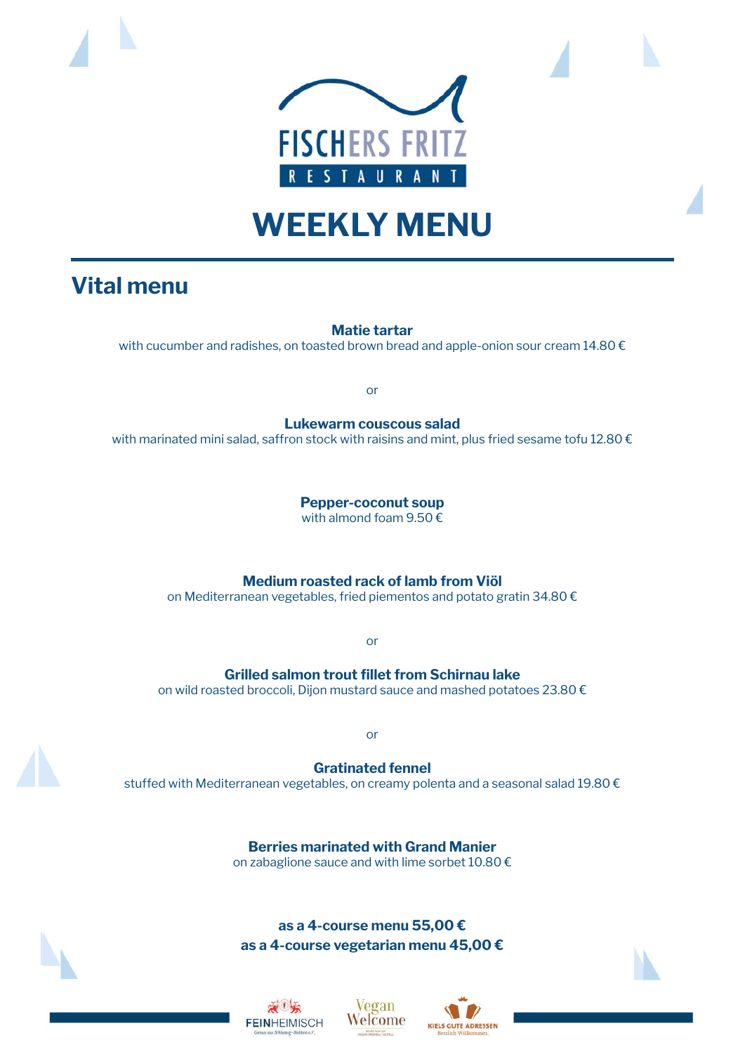FISCHERS FRITZ

RESTAURANT

# WEEKLY MENU

## Vital menu

**Matie tartar**
with cucumber and radishes, on toasted brown bread and apple-onion sour cream 14.80 €

or

**Lukewarm couscous salad**
with marinated mini salad, saffron stock with raisins and mint, plus fried sesame tofu 12.80 €

**Pepper-coconut soup**
with almond foam 9.50 €

**Medium roasted rack of lamb from Viöl**
on Mediterranean vegetables, fried piementos and potato gratin 34.80 €

or

**Grilled salmon trout fillet from Schirnau lake**
on wild roasted broccoli, Dijon mustard sauce and mashed potatoes 23.80 €

or

**Gratinated fennel**
stuffed with Mediterranean vegetables, on creamy polenta and a seasonal salad 19.80 €

**Berries marinated with Grand Manier**
on zabaglione sauce and with lime sorbet 10.80 €

**as a 4-course menu 55,00 €**
**as a 4-course vegetarian menu 45,00 €**

FEINHEIMISCH Genuss aus Schleswig-Holstein e.V. | Vegan Welcome | KIELS GUTE ADRESSEN Herzlich Willkommen.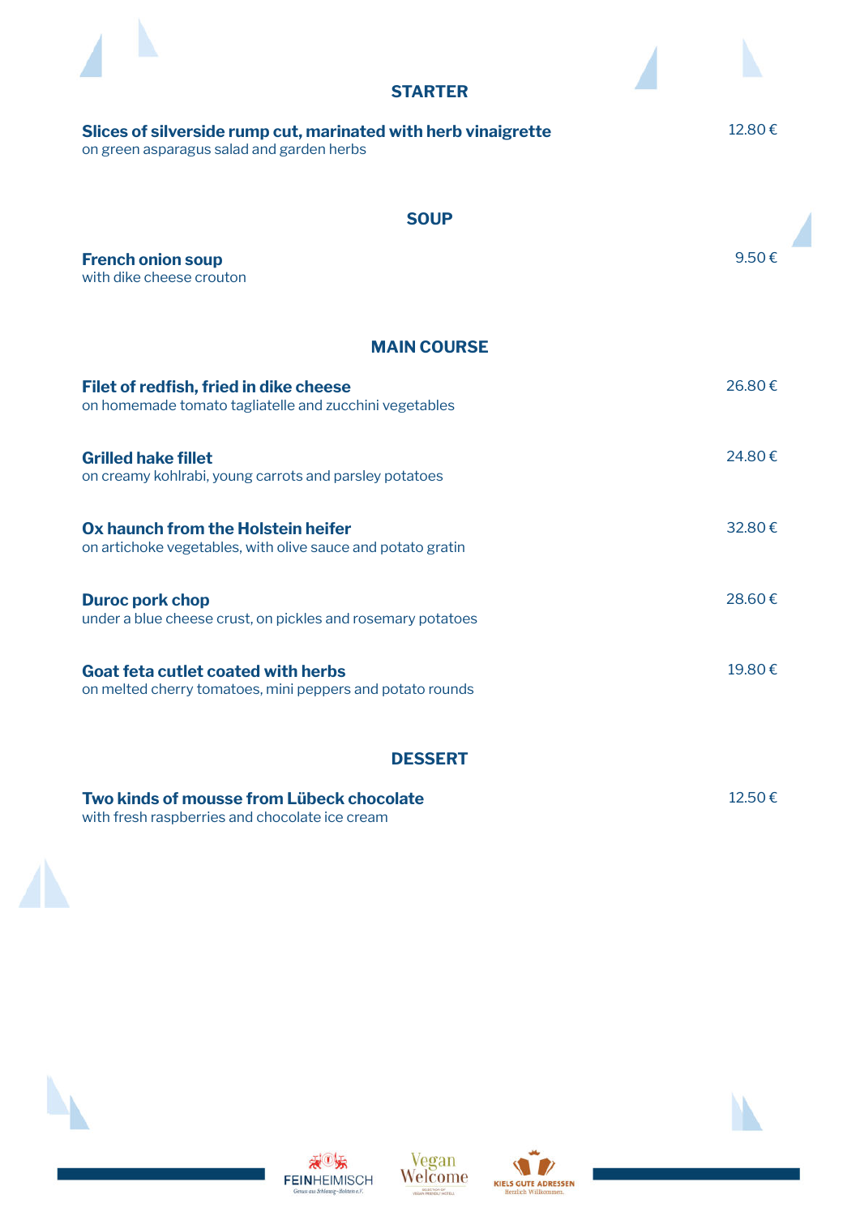## STARTER

**Slices of silverside rump cut, marinated with herb vinaigrette** — 12.80 €
on green asparagus salad and garden herbs

## SOUP

**French onion soup** — 9.50 €
with dike cheese crouton

## MAIN COURSE

**Filet of redfish, fried in dike cheese** — 26.80 €
on homemade tomato tagliatelle and zucchini vegetables

**Grilled hake fillet** — 24.80 €
on creamy kohlrabi, young carrots and parsley potatoes

**Ox haunch from the Holstein heifer** — 32.80 €
on artichoke vegetables, with olive sauce and potato gratin

**Duroc pork chop** — 28.60 €
under a blue cheese crust, on pickles and rosemary potatoes

**Goat feta cutlet coated with herbs** — 19.80 €
on melted cherry tomatoes, mini peppers and potato rounds

## DESSERT

**Two kinds of mousse from Lübeck chocolate** — 12.50 €
with fresh raspberries and chocolate ice cream

FEINHEIMISCH
Genuss aus Schleswig-Holstein e.V.

Vegan Welcome

KIELS GUTE ADRESSEN
Herzlich Willkommen.